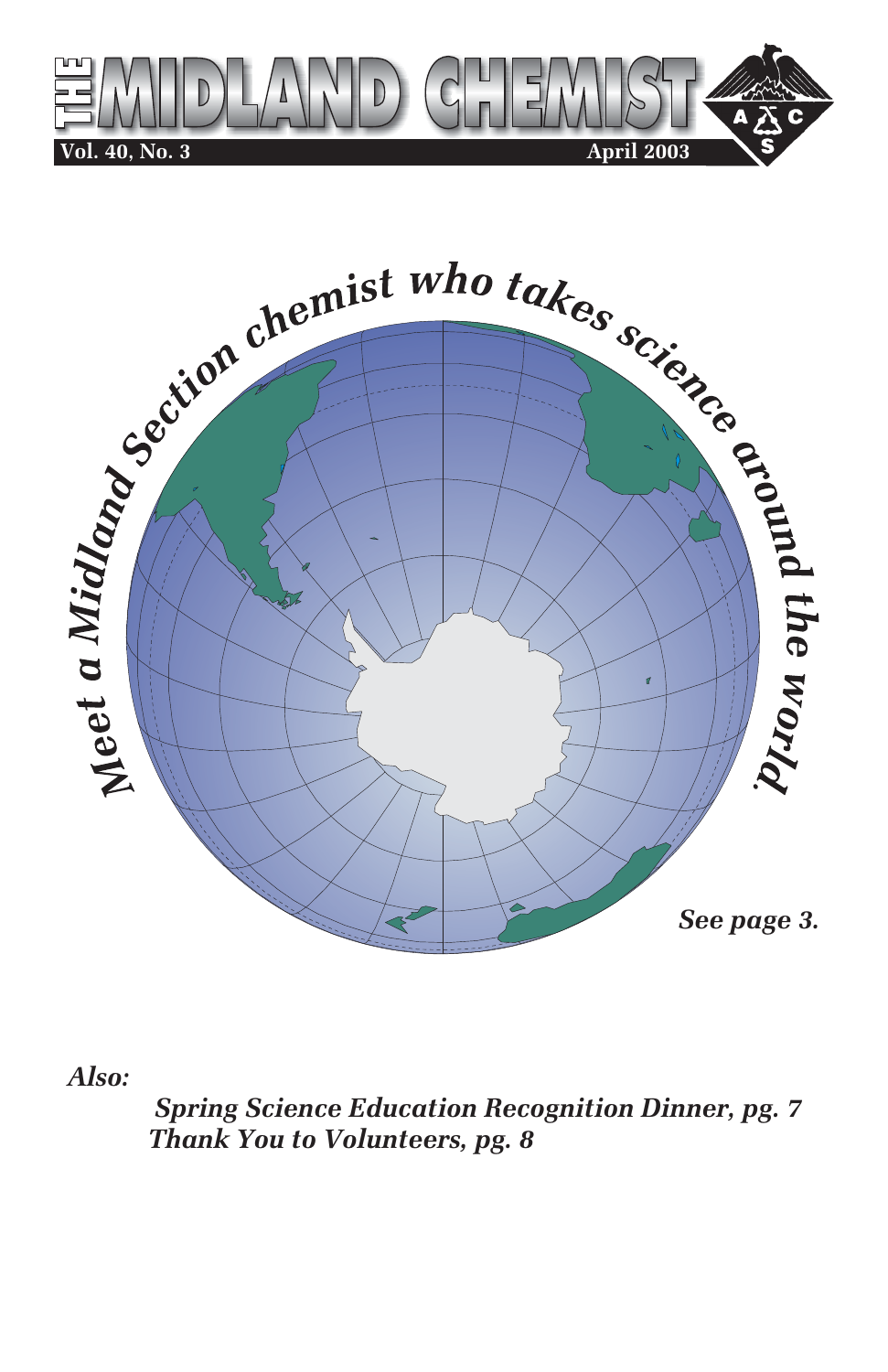# THE MIDLAND CHEMIST

**Vol. 40, No. 3** **April 2003**

*Meet a Midland Section chemist who takes science around the world.*

*See page 3.*

*Also:*

*Spring Science Education Recognition Dinner, pg. 7*

*Thank You to Volunteers, pg. 8*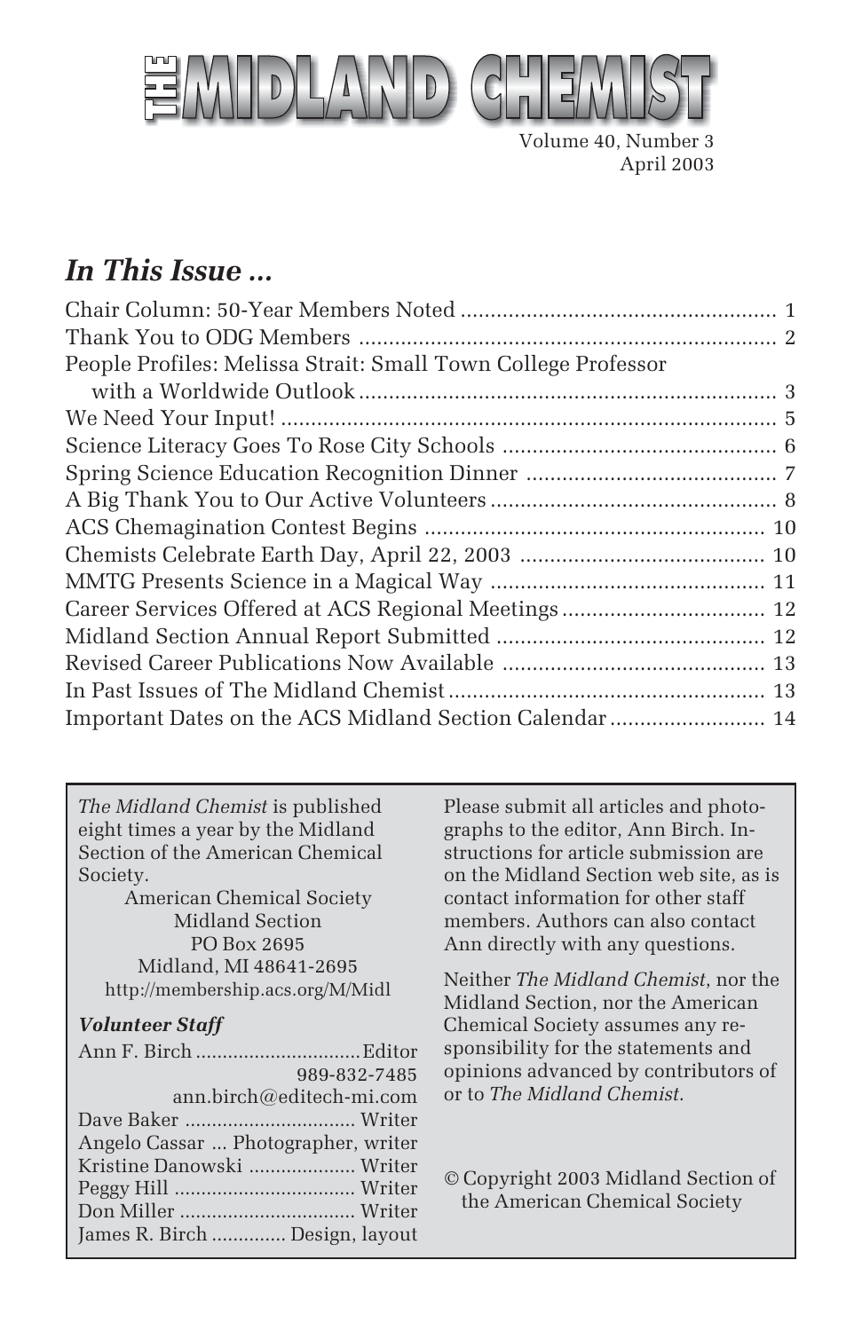# THE MIDLAND CHEMIST

Volume 40, Number 3
April 2003

## *In This Issue ...*

| | |
|---|---|
| Chair Column: 50-Year Members Noted | 1 |
| Thank You to ODG Members | 2 |
| People Profiles: Melissa Strait: Small Town College Professor with a Worldwide Outlook | 3 |
| We Need Your Input! | 5 |
| Science Literacy Goes To Rose City Schools | 6 |
| Spring Science Education Recognition Dinner | 7 |
| A Big Thank You to Our Active Volunteers | 8 |
| ACS Chemagination Contest Begins | 10 |
| Chemists Celebrate Earth Day, April 22, 2003 | 10 |
| MMTG Presents Science in a Magical Way | 11 |
| Career Services Offered at ACS Regional Meetings | 12 |
| Midland Section Annual Report Submitted | 12 |
| Revised Career Publications Now Available | 13 |
| In Past Issues of The Midland Chemist | 13 |
| Important Dates on the ACS Midland Section Calendar | 14 |

*The Midland Chemist* is published eight times a year by the Midland Section of the American Chemical Society.

American Chemical Society
Midland Section
PO Box 2695
Midland, MI 48641-2695
http://membership.acs.org/M/Midl

### *Volunteer Staff*

Ann F. Birch ............................... Editor
989-832-7485
ann.birch@editech-mi.com
Dave Baker ............................... Writer
Angelo Cassar ... Photographer, writer
Kristine Danowski .................... Writer
Peggy Hill ................................. Writer
Don Miller ................................ Writer
James R. Birch .............. Design, layout

Please submit all articles and photographs to the editor, Ann Birch. Instructions for article submission are on the Midland Section web site, as is contact information for other staff members. Authors can also contact Ann directly with any questions.

Neither *The Midland Chemist*, nor the Midland Section, nor the American Chemical Society assumes any responsibility for the statements and opinions advanced by contributors of or to *The Midland Chemist*.

© Copyright 2003 Midland Section of the American Chemical Society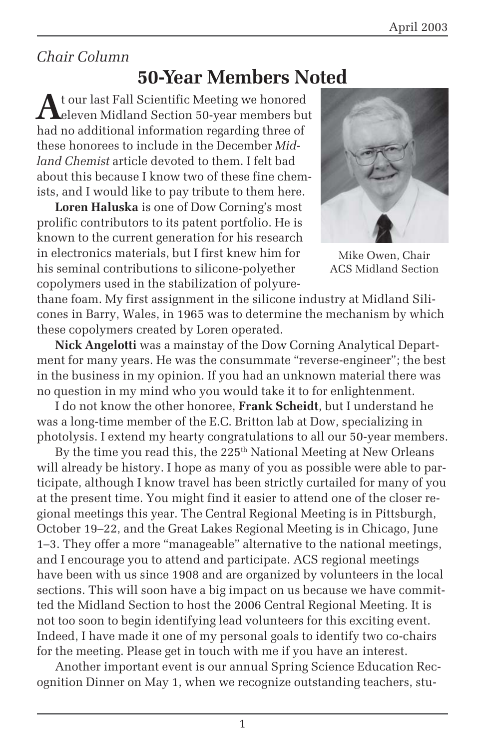*Chair Column*

# 50-Year Members Noted

At our last Fall Scientific Meeting we honored eleven Midland Section 50-year members but had no additional information regarding three of these honorees to include in the December *Midland Chemist* article devoted to them. I felt bad about this because I know two of these fine chemists, and I would like to pay tribute to them here.

Mike Owen, Chair
ACS Midland Section

**Loren Haluska** is one of Dow Corning's most prolific contributors to its patent portfolio. He is known to the current generation for his research in electronics materials, but I first knew him for his seminal contributions to silicone-polyether copolymers used in the stabilization of polyurethane foam. My first assignment in the silicone industry at Midland Silicones in Barry, Wales, in 1965 was to determine the mechanism by which these copolymers created by Loren operated.

**Nick Angelotti** was a mainstay of the Dow Corning Analytical Department for many years. He was the consummate "reverse-engineer"; the best in the business in my opinion. If you had an unknown material there was no question in my mind who you would take it to for enlightenment.

I do not know the other honoree, **Frank Scheidt**, but I understand he was a long-time member of the E.C. Britton lab at Dow, specializing in photolysis. I extend my hearty congratulations to all our 50-year members.

By the time you read this, the 225th National Meeting at New Orleans will already be history. I hope as many of you as possible were able to participate, although I know travel has been strictly curtailed for many of you at the present time. You might find it easier to attend one of the closer regional meetings this year. The Central Regional Meeting is in Pittsburgh, October 19–22, and the Great Lakes Regional Meeting is in Chicago, June 1–3. They offer a more "manageable" alternative to the national meetings, and I encourage you to attend and participate. ACS regional meetings have been with us since 1908 and are organized by volunteers in the local sections. This will soon have a big impact on us because we have committed the Midland Section to host the 2006 Central Regional Meeting. It is not too soon to begin identifying lead volunteers for this exciting event. Indeed, I have made it one of my personal goals to identify two co-chairs for the meeting. Please get in touch with me if you have an interest.

Another important event is our annual Spring Science Education Recognition Dinner on May 1, when we recognize outstanding teachers, stu-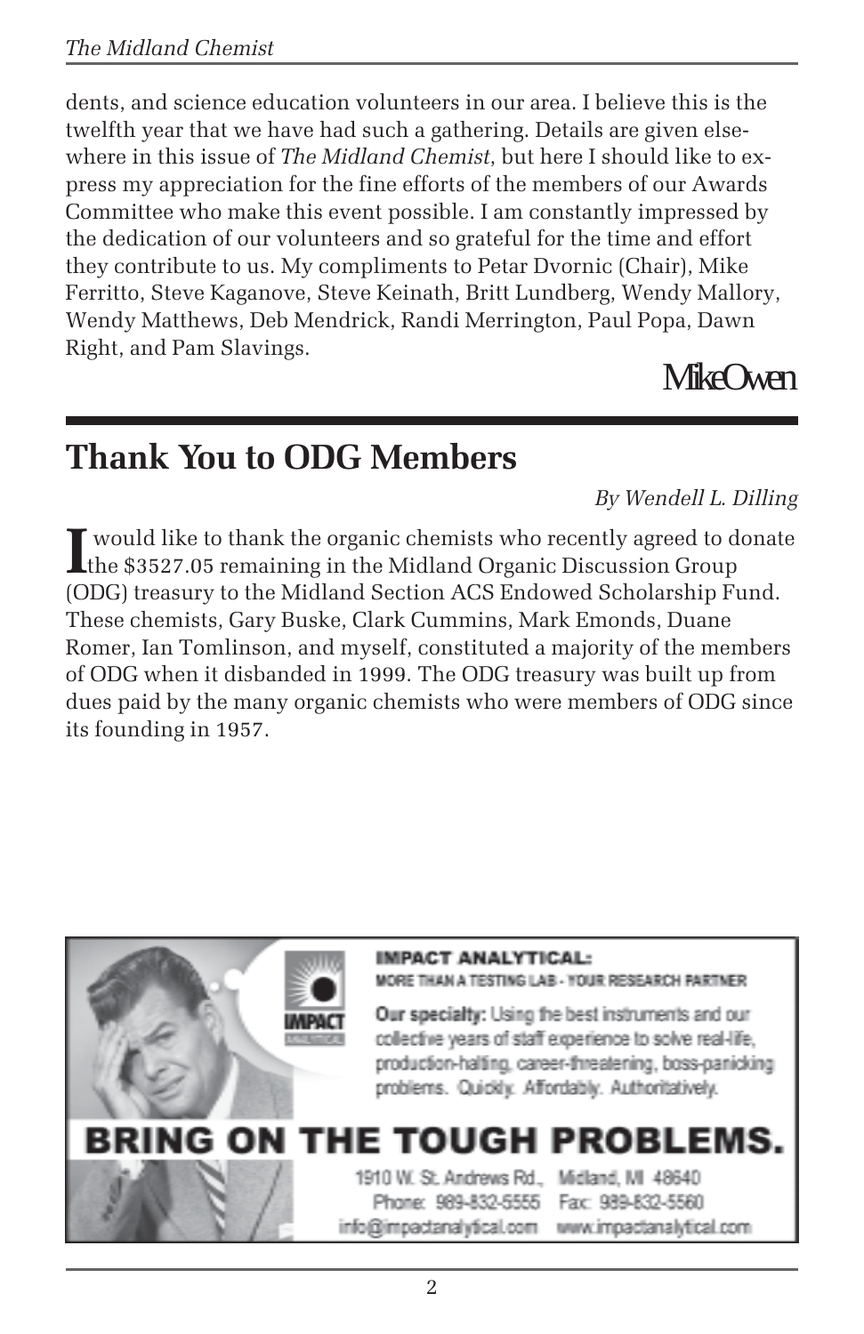dents, and science education volunteers in our area. I believe this is the twelfth year that we have had such a gathering. Details are given elsewhere in this issue of *The Midland Chemist*, but here I should like to express my appreciation for the fine efforts of the members of our Awards Committee who make this event possible. I am constantly impressed by the dedication of our volunteers and so grateful for the time and effort they contribute to us. My compliments to Petar Dvornic (Chair), Mike Ferritto, Steve Kaganove, Steve Keinath, Britt Lundberg, Wendy Mallory, Wendy Matthews, Deb Mendrick, Randi Merrington, Paul Popa, Dawn Right, and Pam Slavings.

Mike Owen

## Thank You to ODG Members

*By Wendell L. Dilling*

I would like to thank the organic chemists who recently agreed to donate the $3527.05 remaining in the Midland Organic Discussion Group (ODG) treasury to the Midland Section ACS Endowed Scholarship Fund. These chemists, Gary Buske, Clark Cummins, Mark Emonds, Duane Romer, Ian Tomlinson, and myself, constituted a majority of the members of ODG when it disbanded in 1999. The ODG treasury was built up from dues paid by the many organic chemists who were members of ODG since its founding in 1957.

**IMPACT ANALYTICAL:**
MORE THAN A TESTING LAB - YOUR RESEARCH PARTNER

**Our specialty:** Using the best instruments and our collective years of staff experience to solve real-life, production-halting, career-threatening, boss-panicking problems. Quickly. Affordably. Authoritatively.

**BRING ON THE TOUGH PROBLEMS.**

1910 W. St. Andrews Rd., Midland, MI 48640
Phone: 989-832-5555 Fax: 989-832-5560
info@impactanalytical.com www.impactanalytical.com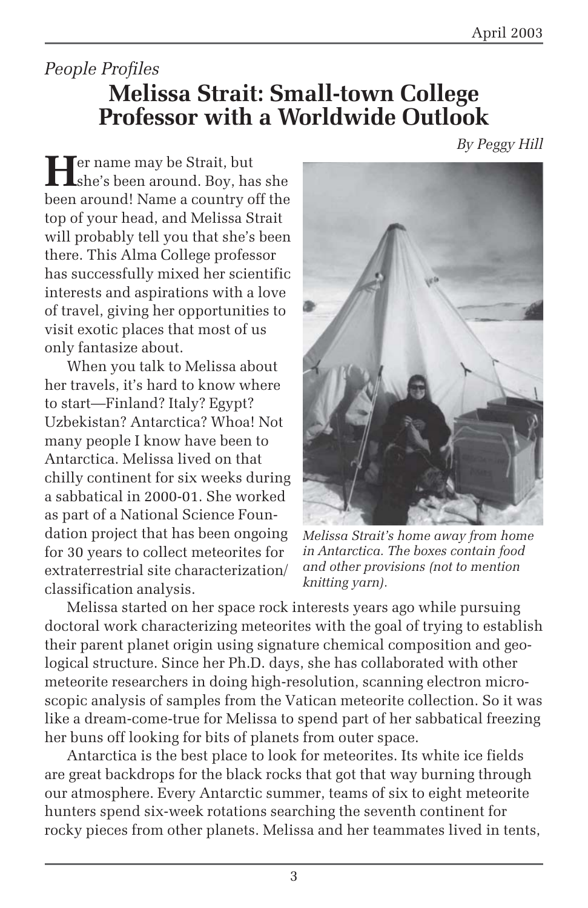*People Profiles*

# Melissa Strait: Small-town College Professor with a Worldwide Outlook

*By Peggy Hill*

Her name may be Strait, but she's been around. Boy, has she been around! Name a country off the top of your head, and Melissa Strait will probably tell you that she's been there. This Alma College professor has successfully mixed her scientific interests and aspirations with a love of travel, giving her opportunities to visit exotic places that most of us only fantasize about.

When you talk to Melissa about her travels, it's hard to know where to start—Finland? Italy? Egypt? Uzbekistan? Antarctica? Whoa! Not many people I know have been to Antarctica. Melissa lived on that chilly continent for six weeks during a sabbatical in 2000-01. She worked as part of a National Science Foundation project that has been ongoing for 30 years to collect meteorites for extraterrestrial site characterization/ classification analysis.

*Melissa Strait's home away from home in Antarctica. The boxes contain food and other provisions (not to mention knitting yarn).*

Melissa started on her space rock interests years ago while pursuing doctoral work characterizing meteorites with the goal of trying to establish their parent planet origin using signature chemical composition and geological structure. Since her Ph.D. days, she has collaborated with other meteorite researchers in doing high-resolution, scanning electron microscopic analysis of samples from the Vatican meteorite collection. So it was like a dream-come-true for Melissa to spend part of her sabbatical freezing her buns off looking for bits of planets from outer space.

Antarctica is the best place to look for meteorites. Its white ice fields are great backdrops for the black rocks that got that way burning through our atmosphere. Every Antarctic summer, teams of six to eight meteorite hunters spend six-week rotations searching the seventh continent for rocky pieces from other planets. Melissa and her teammates lived in tents,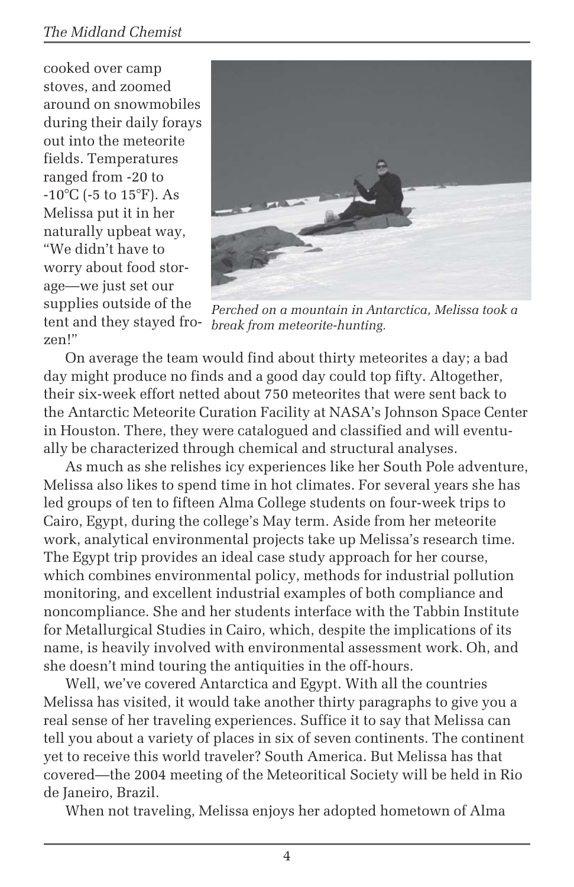cooked over camp stoves, and zoomed around on snowmobiles during their daily forays out into the meteorite fields. Temperatures ranged from -20 to -10°C (-5 to 15°F). As Melissa put it in her naturally upbeat way, "We didn't have to worry about food storage—we just set our supplies outside of the tent and they stayed frozen!"

*Perched on a mountain in Antarctica, Melissa took a break from meteorite-hunting.*

On average the team would find about thirty meteorites a day; a bad day might produce no finds and a good day could top fifty. Altogether, their six-week effort netted about 750 meteorites that were sent back to the Antarctic Meteorite Curation Facility at NASA's Johnson Space Center in Houston. There, they were catalogued and classified and will eventually be characterized through chemical and structural analyses.

As much as she relishes icy experiences like her South Pole adventure, Melissa also likes to spend time in hot climates. For several years she has led groups of ten to fifteen Alma College students on four-week trips to Cairo, Egypt, during the college's May term. Aside from her meteorite work, analytical environmental projects take up Melissa's research time. The Egypt trip provides an ideal case study approach for her course, which combines environmental policy, methods for industrial pollution monitoring, and excellent industrial examples of both compliance and noncompliance. She and her students interface with the Tabbin Institute for Metallurgical Studies in Cairo, which, despite the implications of its name, is heavily involved with environmental assessment work. Oh, and she doesn't mind touring the antiquities in the off-hours.

Well, we've covered Antarctica and Egypt. With all the countries Melissa has visited, it would take another thirty paragraphs to give you a real sense of her traveling experiences. Suffice it to say that Melissa can tell you about a variety of places in six of seven continents. The continent yet to receive this world traveler? South America. But Melissa has that covered—the 2004 meeting of the Meteoritical Society will be held in Rio de Janeiro, Brazil.

When not traveling, Melissa enjoys her adopted hometown of Alma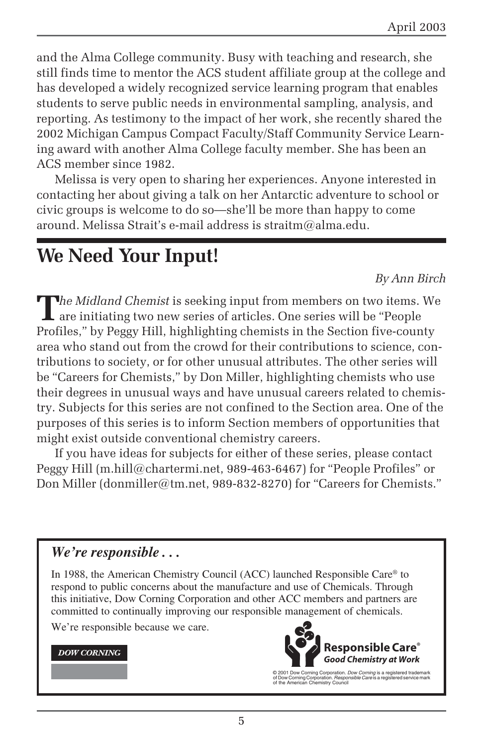and the Alma College community. Busy with teaching and research, she still finds time to mentor the ACS student affiliate group at the college and has developed a widely recognized service learning program that enables students to serve public needs in environmental sampling, analysis, and reporting. As testimony to the impact of her work, she recently shared the 2002 Michigan Campus Compact Faculty/Staff Community Service Learning award with another Alma College faculty member. She has been an ACS member since 1982.

Melissa is very open to sharing her experiences. Anyone interested in contacting her about giving a talk on her Antarctic adventure to school or civic groups is welcome to do so—she'll be more than happy to come around. Melissa Strait's e-mail address is straitm@alma.edu.

# We Need Your Input!

*By Ann Birch*

*The Midland Chemist* is seeking input from members on two items. We are initiating two new series of articles. One series will be "People Profiles," by Peggy Hill, highlighting chemists in the Section five-county area who stand out from the crowd for their contributions to science, contributions to society, or for other unusual attributes. The other series will be "Careers for Chemists," by Don Miller, highlighting chemists who use their degrees in unusual ways and have unusual careers related to chemistry. Subjects for this series are not confined to the Section area. One of the purposes of this series is to inform Section members of opportunities that might exist outside conventional chemistry careers.

If you have ideas for subjects for either of these series, please contact Peggy Hill (m.hill@chartermi.net, 989-463-6467) for "People Profiles" or Don Miller (donmiller@tm.net, 989-832-8270) for "Careers for Chemists."

***We're responsible . . .***

In 1988, the American Chemistry Council (ACC) launched Responsible Care® to respond to public concerns about the manufacture and use of Chemicals. Through this initiative, Dow Corning Corporation and other ACC members and partners are committed to continually improving our responsible management of chemicals.

We're responsible because we care.

DOW CORNING

**Responsible Care®**
***Good Chemistry at Work***

© 2001 Dow Corning Corporation. *Dow Corning* is a registered trademark of Dow Corning Corporation. *Responsible Care* is a registered service mark of the American Chemistry Council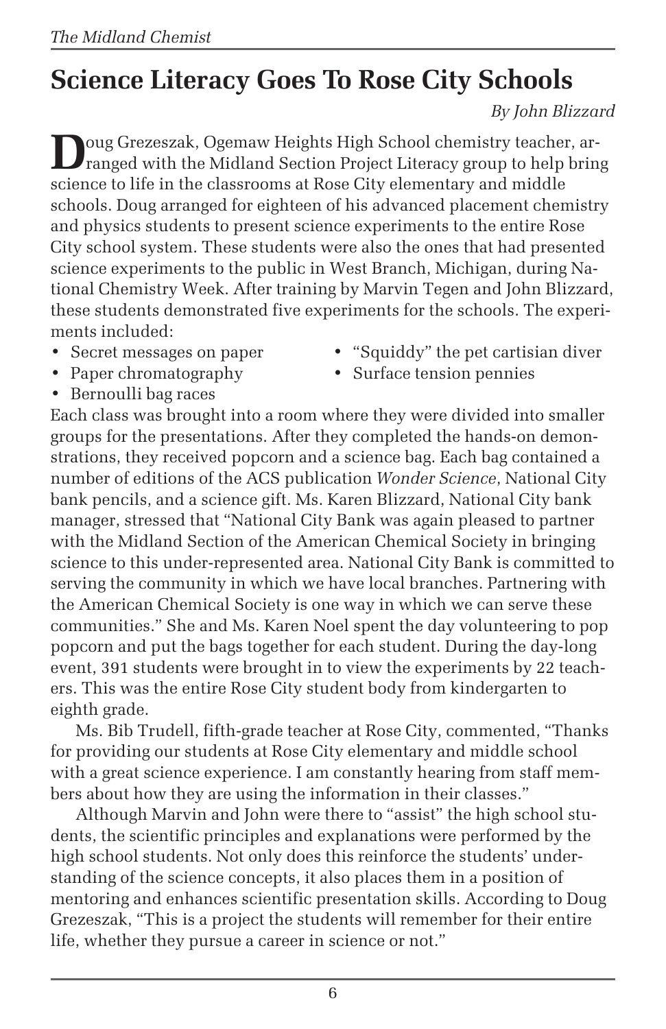# Science Literacy Goes To Rose City Schools

*By John Blizzard*

Doug Grezeszak, Ogemaw Heights High School chemistry teacher, arranged with the Midland Section Project Literacy group to help bring science to life in the classrooms at Rose City elementary and middle schools. Doug arranged for eighteen of his advanced placement chemistry and physics students to present science experiments to the entire Rose City school system. These students were also the ones that had presented science experiments to the public in West Branch, Michigan, during National Chemistry Week. After training by Marvin Tegen and John Blizzard, these students demonstrated five experiments for the schools. The experiments included:

- Secret messages on paper
- Paper chromatography
- Bernoulli bag races
- "Squiddy" the pet cartisian diver
- Surface tension pennies

Each class was brought into a room where they were divided into smaller groups for the presentations. After they completed the hands-on demonstrations, they received popcorn and a science bag. Each bag contained a number of editions of the ACS publication *Wonder Science*, National City bank pencils, and a science gift. Ms. Karen Blizzard, National City bank manager, stressed that "National City Bank was again pleased to partner with the Midland Section of the American Chemical Society in bringing science to this under-represented area. National City Bank is committed to serving the community in which we have local branches. Partnering with the American Chemical Society is one way in which we can serve these communities." She and Ms. Karen Noel spent the day volunteering to pop popcorn and put the bags together for each student. During the day-long event, 391 students were brought in to view the experiments by 22 teachers. This was the entire Rose City student body from kindergarten to eighth grade.

Ms. Bib Trudell, fifth-grade teacher at Rose City, commented, "Thanks for providing our students at Rose City elementary and middle school with a great science experience. I am constantly hearing from staff members about how they are using the information in their classes."

Although Marvin and John were there to "assist" the high school students, the scientific principles and explanations were performed by the high school students. Not only does this reinforce the students' understanding of the science concepts, it also places them in a position of mentoring and enhances scientific presentation skills. According to Doug Grezeszak, "This is a project the students will remember for their entire life, whether they pursue a career in science or not."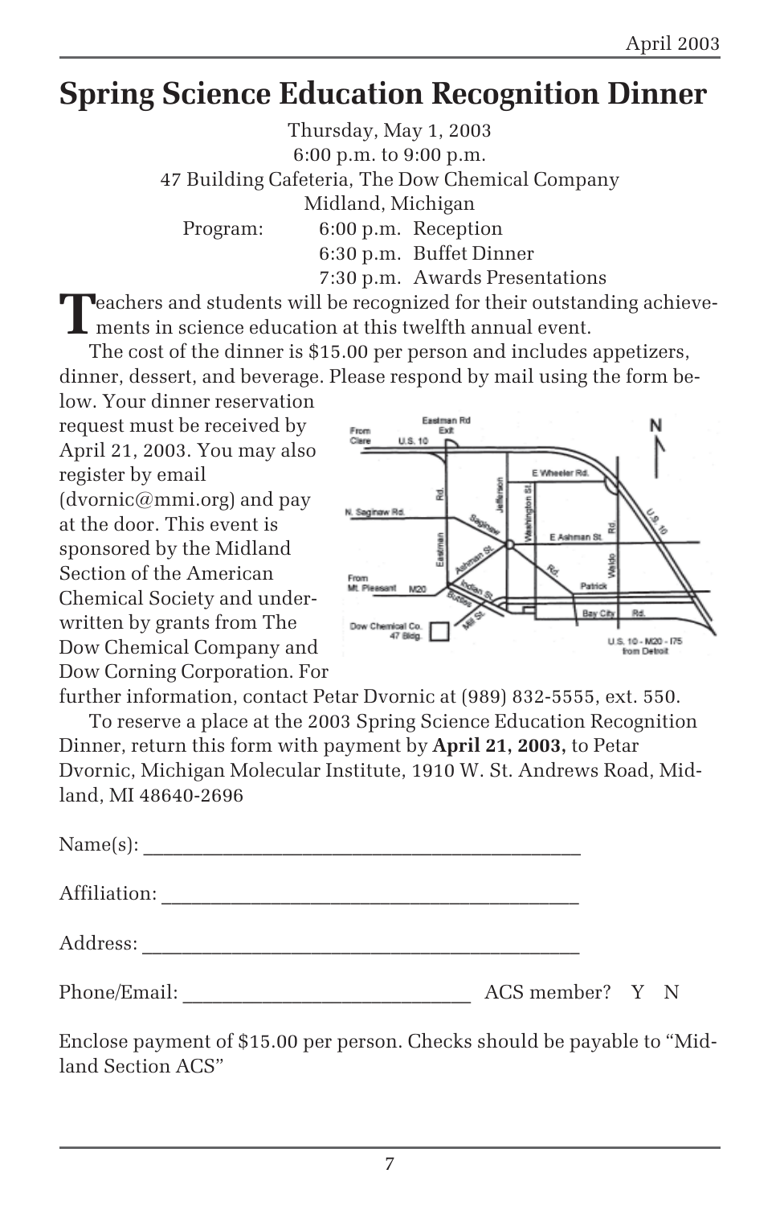# Spring Science Education Recognition Dinner

Thursday, May 1, 2003
6:00 p.m. to 9:00 p.m.
47 Building Cafeteria, The Dow Chemical Company
Midland, Michigan

Program:
- 6:00 p.m. Reception
- 6:30 p.m. Buffet Dinner
- 7:30 p.m. Awards Presentations

Teachers and students will be recognized for their outstanding achievements in science education at this twelfth annual event.

The cost of the dinner is $15.00 per person and includes appetizers, dinner, dessert, and beverage. Please respond by mail using the form below. Your dinner reservation request must be received by April 21, 2003. You may also register by email (dvornic@mmi.org) and pay at the door. This event is sponsored by the Midland Section of the American Chemical Society and underwritten by grants from The Dow Chemical Company and Dow Corning Corporation. For further information, contact Petar Dvornic at (989) 832-5555, ext. 550.

To reserve a place at the 2003 Spring Science Education Recognition Dinner, return this form with payment by **April 21, 2003,** to Petar Dvornic, Michigan Molecular Institute, 1910 W. St. Andrews Road, Midland, MI 48640-2696

Name(s): ____________________________________________

Affiliation: __________________________________________

Address: ____________________________________________

Phone/Email: ____________________________ ACS member? Y N

Enclose payment of $15.00 per person. Checks should be payable to "Midland Section ACS"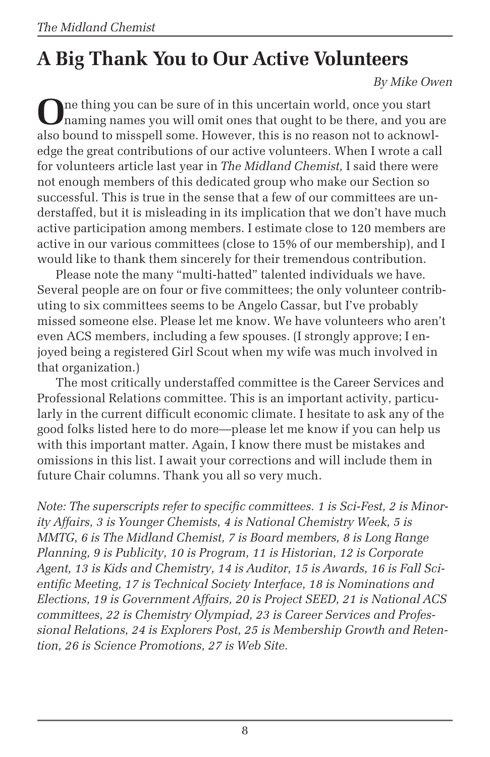# A Big Thank You to Our Active Volunteers

*By Mike Owen*

One thing you can be sure of in this uncertain world, once you start naming names you will omit ones that ought to be there, and you are also bound to misspell some. However, this is no reason not to acknowledge the great contributions of our active volunteers. When I wrote a call for volunteers article last year in *The Midland Chemist,* I said there were not enough members of this dedicated group who make our Section so successful. This is true in the sense that a few of our committees are understaffed, but it is misleading in its implication that we don't have much active participation among members. I estimate close to 120 members are active in our various committees (close to 15% of our membership), and I would like to thank them sincerely for their tremendous contribution.

Please note the many "multi-hatted" talented individuals we have. Several people are on four or five committees; the only volunteer contributing to six committees seems to be Angelo Cassar, but I've probably missed someone else. Please let me know. We have volunteers who aren't even ACS members, including a few spouses. (I strongly approve; I enjoyed being a registered Girl Scout when my wife was much involved in that organization.)

The most critically understaffed committee is the Career Services and Professional Relations committee. This is an important activity, particularly in the current difficult economic climate. I hesitate to ask any of the good folks listed here to do more—please let me know if you can help us with this important matter. Again, I know there must be mistakes and omissions in this list. I await your corrections and will include them in future Chair columns. Thank you all so very much.

*Note: The superscripts refer to specific committees. 1 is Sci-Fest, 2 is Minority Affairs, 3 is Younger Chemists, 4 is National Chemistry Week, 5 is MMTG, 6 is The Midland Chemist, 7 is Board members, 8 is Long Range Planning, 9 is Publicity, 10 is Program, 11 is Historian, 12 is Corporate Agent, 13 is Kids and Chemistry, 14 is Auditor, 15 is Awards, 16 is Fall Scientific Meeting, 17 is Technical Society Interface, 18 is Nominations and Elections, 19 is Government Affairs, 20 is Project SEED, 21 is National ACS committees, 22 is Chemistry Olympiad, 23 is Career Services and Professional Relations, 24 is Explorers Post, 25 is Membership Growth and Retention, 26 is Science Promotions, 27 is Web Site.*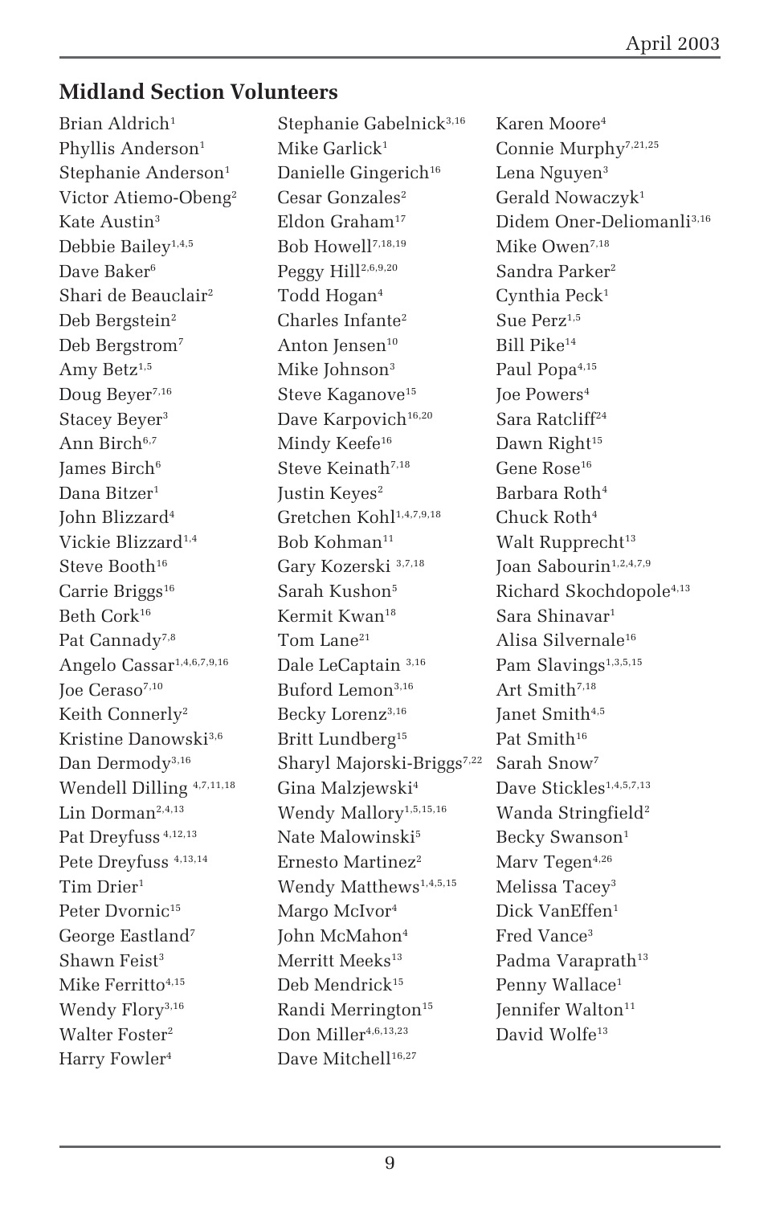## Midland Section Volunteers

Brian Aldrich[1]
Phyllis Anderson[1]
Stephanie Anderson[1]
Victor Atiemo-Obeng[2]
Kate Austin[3]
Debbie Bailey[1,4,5]
Dave Baker[6]
Shari de Beauclair[2]
Deb Bergstein[2]
Deb Bergstrom[7]
Amy Betz[1,5]
Doug Beyer[7,16]
Stacey Beyer[3]
Ann Birch[6,7]
James Birch[6]
Dana Bitzer[1]
John Blizzard[4]
Vickie Blizzard[1,4]
Steve Booth[16]
Carrie Briggs[16]
Beth Cork[16]
Pat Cannady[7,8]
Angelo Cassar[1,4,6,7,9,16]
Joe Ceraso[7,10]
Keith Connerly[2]
Kristine Danowski[3,6]
Dan Dermody[3,16]
Wendell Dilling[4,7,11,18]
Lin Dorman[2,4,13]
Pat Dreyfuss[4,12,13]
Pete Dreyfuss[4,13,14]
Tim Drier[1]
Peter Dvornic[15]
George Eastland[7]
Shawn Feist[3]
Mike Ferritto[4,15]
Wendy Flory[3,16]
Walter Foster[2]
Harry Fowler[4]
Stephanie Gabelnick[3,16]
Mike Garlick[1]
Danielle Gingerich[16]
Cesar Gonzales[2]
Eldon Graham[17]
Bob Howell[7,18,19]
Peggy Hill[2,6,9,20]
Todd Hogan[4]
Charles Infante[2]
Anton Jensen[10]
Mike Johnson[3]
Steve Kaganove[15]
Dave Karpovich[16,20]
Mindy Keefe[16]
Steve Keinath[7,18]
Justin Keyes[2]
Gretchen Kohl[1,4,7,9,18]
Bob Kohman[11]
Gary Kozerski[3,7,18]
Sarah Kushon[5]
Kermit Kwan[18]
Tom Lane[21]
Dale LeCaptain[3,16]
Buford Lemon[3,16]
Becky Lorenz[3,16]
Britt Lundberg[15]
Sharyl Majorski-Briggs[7,22]
Gina Malzjewski[4]
Wendy Mallory[1,5,15,16]
Nate Malowinski[5]
Ernesto Martinez[2]
Wendy Matthews[1,4,5,15]
Margo McIvor[4]
John McMahon[4]
Merritt Meeks[13]
Deb Mendrick[15]
Randi Merrington[15]
Don Miller[4,6,13,23]
Dave Mitchell[16,27]
Karen Moore[4]
Connie Murphy[7,21,25]
Lena Nguyen[3]
Gerald Nowaczyk[1]
Didem Oner-Deliomanli[3,16]
Mike Owen[7,18]
Sandra Parker[2]
Cynthia Peck[1]
Sue Perz[1,5]
Bill Pike[14]
Paul Popa[4,15]
Joe Powers[4]
Sara Ratcliff[24]
Dawn Right[15]
Gene Rose[16]
Barbara Roth[4]
Chuck Roth[4]
Walt Rupprecht[13]
Joan Sabourin[1,2,4,7,9]
Richard Skochdopole[4,13]
Sara Shinavar[1]
Alisa Silvernale[16]
Pam Slavings[1,3,5,15]
Art Smith[7,18]
Janet Smith[4,5]
Pat Smith[16]
Sarah Snow[7]
Dave Stickles[1,4,5,7,13]
Wanda Stringfield[2]
Becky Swanson[1]
Marv Tegen[4,26]
Melissa Tacey[3]
Dick VanEffen[1]
Fred Vance[3]
Padma Varaprath[13]
Penny Wallace[1]
Jennifer Walton[11]
David Wolfe[13]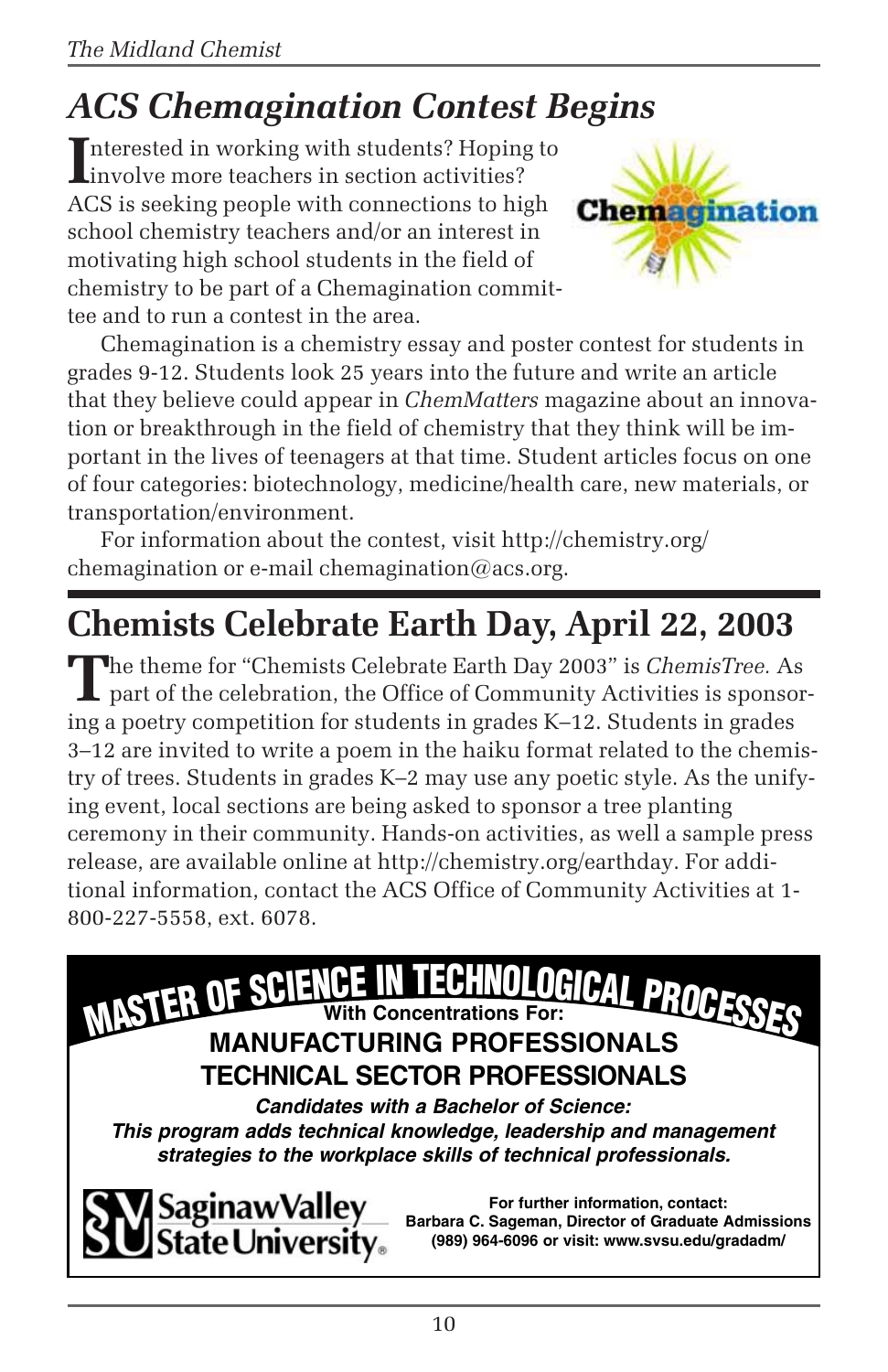## *ACS Chemagination Contest Begins*

Interested in working with students? Hoping to involve more teachers in section activities? ACS is seeking people with connections to high school chemistry teachers and/or an interest in motivating high school students in the field of chemistry to be part of a Chemagination committee and to run a contest in the area.

Chemagination is a chemistry essay and poster contest for students in grades 9-12. Students look 25 years into the future and write an article that they believe could appear in *ChemMatters* magazine about an innovation or breakthrough in the field of chemistry that they think will be important in the lives of teenagers at that time. Student articles focus on one of four categories: biotechnology, medicine/health care, new materials, or transportation/environment.

For information about the contest, visit http://chemistry.org/chemagination or e-mail chemagination@acs.org.

## Chemists Celebrate Earth Day, April 22, 2003

The theme for "Chemists Celebrate Earth Day 2003" is *ChemisTree*. As part of the celebration, the Office of Community Activities is sponsoring a poetry competition for students in grades K–12. Students in grades 3–12 are invited to write a poem in the haiku format related to the chemistry of trees. Students in grades K–2 may use any poetic style. As the unifying event, local sections are being asked to sponsor a tree planting ceremony in their community. Hands-on activities, as well a sample press release, are available online at http://chemistry.org/earthday. For additional information, contact the ACS Office of Community Activities at 1-800-227-5558, ext. 6078.

**MASTER OF SCIENCE IN TECHNOLOGICAL PROCESSES**

**With Concentrations For:**

**MANUFACTURING PROFESSIONALS**

**TECHNICAL SECTOR PROFESSIONALS**

***Candidates with a Bachelor of Science:***

***This program adds technical knowledge, leadership and management strategies to the workplace skills of technical professionals.***

Saginaw Valley State University

**For further information, contact:**
**Barbara C. Sageman, Director of Graduate Admissions**
**(989) 964-6096 or visit: www.svsu.edu/gradadm/**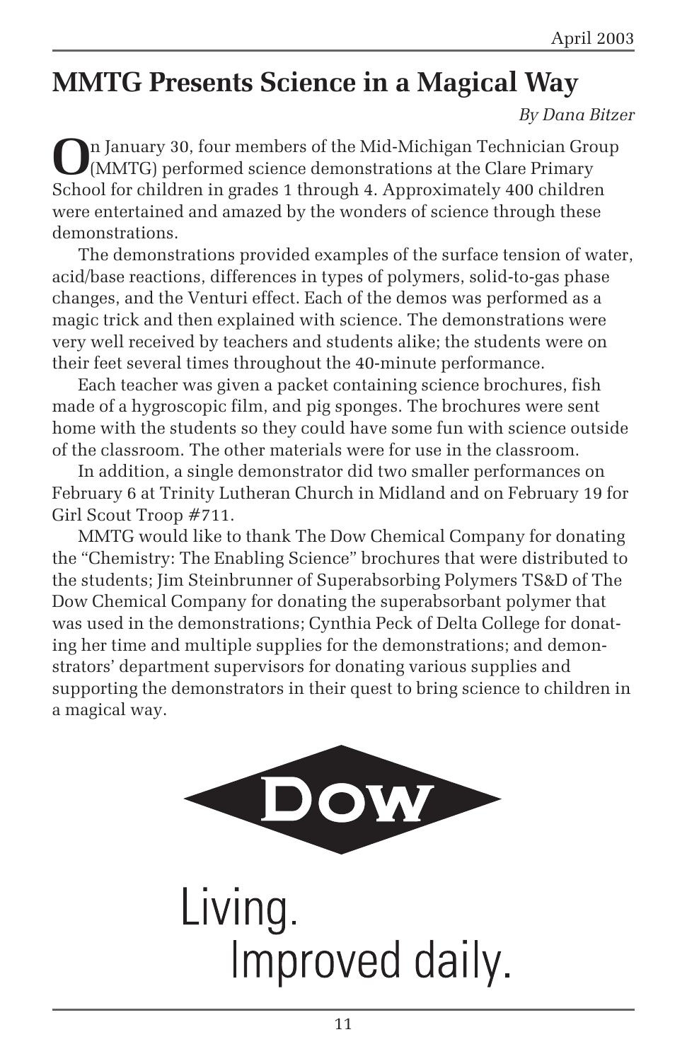## MMTG Presents Science in a Magical Way

*By Dana Bitzer*

On January 30, four members of the Mid-Michigan Technician Group (MMTG) performed science demonstrations at the Clare Primary School for children in grades 1 through 4. Approximately 400 children were entertained and amazed by the wonders of science through these demonstrations.

The demonstrations provided examples of the surface tension of water, acid/base reactions, differences in types of polymers, solid-to-gas phase changes, and the Venturi effect. Each of the demos was performed as a magic trick and then explained with science. The demonstrations were very well received by teachers and students alike; the students were on their feet several times throughout the 40-minute performance.

Each teacher was given a packet containing science brochures, fish made of a hygroscopic film, and pig sponges. The brochures were sent home with the students so they could have some fun with science outside of the classroom. The other materials were for use in the classroom.

In addition, a single demonstrator did two smaller performances on February 6 at Trinity Lutheran Church in Midland and on February 19 for Girl Scout Troop #711.

MMTG would like to thank The Dow Chemical Company for donating the "Chemistry: The Enabling Science" brochures that were distributed to the students; Jim Steinbrunner of Superabsorbing Polymers TS&D of The Dow Chemical Company for donating the superabsorbant polymer that was used in the demonstrations; Cynthia Peck of Delta College for donating her time and multiple supplies for the demonstrations; and demonstrators' department supervisors for donating various supplies and supporting the demonstrators in their quest to bring science to children in a magical way.

DOW

Living.
Improved daily.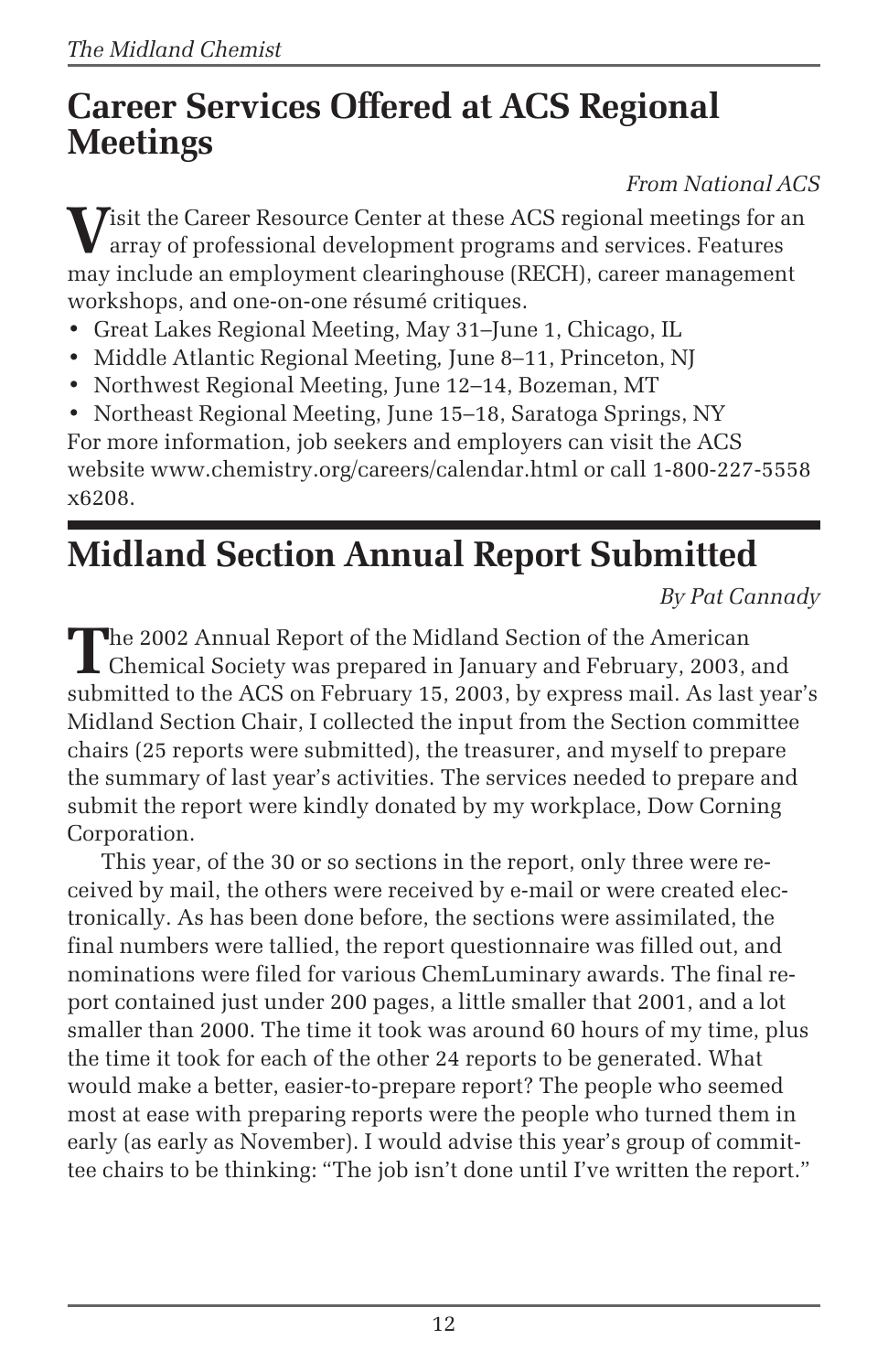## Career Services Offered at ACS Regional Meetings

*From National ACS*

Visit the Career Resource Center at these ACS regional meetings for an array of professional development programs and services. Features may include an employment clearinghouse (RECH), career management workshops, and one-on-one résumé critiques.

- Great Lakes Regional Meeting, May 31–June 1, Chicago, IL
- Middle Atlantic Regional Meeting, June 8–11, Princeton, NJ
- Northwest Regional Meeting, June 12–14, Bozeman, MT
- Northeast Regional Meeting, June 15–18, Saratoga Springs, NY

For more information, job seekers and employers can visit the ACS website www.chemistry.org/careers/calendar.html or call 1-800-227-5558 x6208.

## Midland Section Annual Report Submitted

*By Pat Cannady*

The 2002 Annual Report of the Midland Section of the American Chemical Society was prepared in January and February, 2003, and submitted to the ACS on February 15, 2003, by express mail. As last year's Midland Section Chair, I collected the input from the Section committee chairs (25 reports were submitted), the treasurer, and myself to prepare the summary of last year's activities. The services needed to prepare and submit the report were kindly donated by my workplace, Dow Corning Corporation.

This year, of the 30 or so sections in the report, only three were received by mail, the others were received by e-mail or were created electronically. As has been done before, the sections were assimilated, the final numbers were tallied, the report questionnaire was filled out, and nominations were filed for various ChemLuminary awards. The final report contained just under 200 pages, a little smaller that 2001, and a lot smaller than 2000. The time it took was around 60 hours of my time, plus the time it took for each of the other 24 reports to be generated. What would make a better, easier-to-prepare report? The people who seemed most at ease with preparing reports were the people who turned them in early (as early as November). I would advise this year's group of committee chairs to be thinking: "The job isn't done until I've written the report."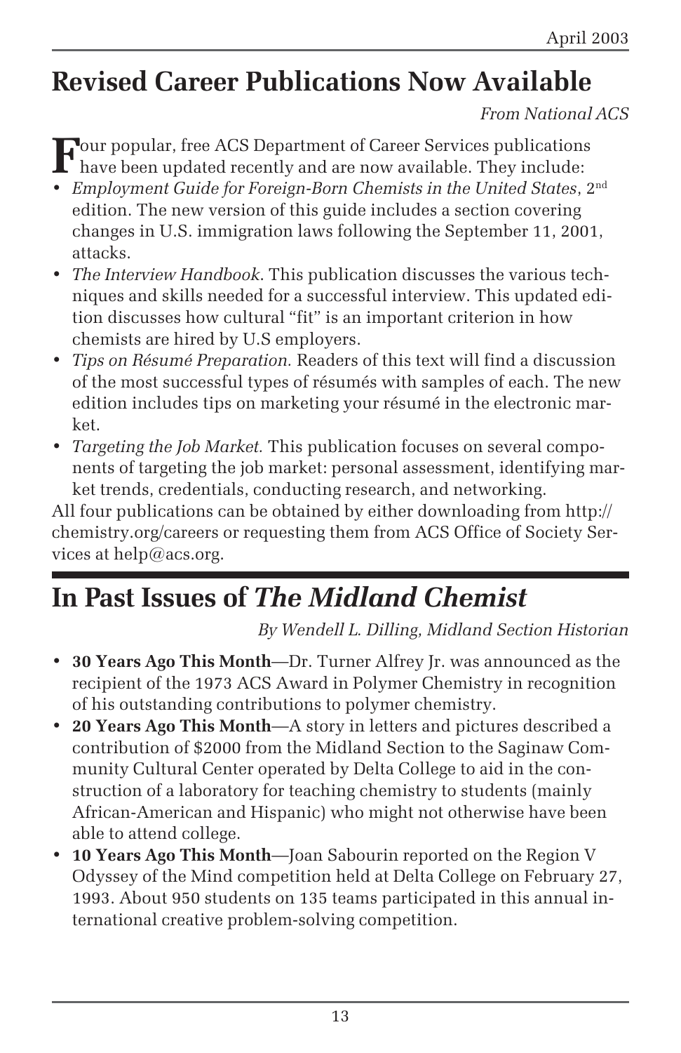## Revised Career Publications Now Available

*From National ACS*

Four popular, free ACS Department of Career Services publications have been updated recently and are now available. They include:

- *Employment Guide for Foreign-Born Chemists in the United States*, 2nd edition. The new version of this guide includes a section covering changes in U.S. immigration laws following the September 11, 2001, attacks.
- *The Interview Handbook*. This publication discusses the various techniques and skills needed for a successful interview. This updated edition discusses how cultural "fit" is an important criterion in how chemists are hired by U.S employers.
- *Tips on Résumé Preparation.* Readers of this text will find a discussion of the most successful types of résumés with samples of each. The new edition includes tips on marketing your résumé in the electronic market.
- *Targeting the Job Market.* This publication focuses on several components of targeting the job market: personal assessment, identifying market trends, credentials, conducting research, and networking.

All four publications can be obtained by either downloading from http://chemistry.org/careers or requesting them from ACS Office of Society Services at help@acs.org.

## In Past Issues of *The Midland Chemist*

*By Wendell L. Dilling, Midland Section Historian*

- **30 Years Ago This Month**—Dr. Turner Alfrey Jr. was announced as the recipient of the 1973 ACS Award in Polymer Chemistry in recognition of his outstanding contributions to polymer chemistry.
- **20 Years Ago This Month**—A story in letters and pictures described a contribution of $2000 from the Midland Section to the Saginaw Community Cultural Center operated by Delta College to aid in the construction of a laboratory for teaching chemistry to students (mainly African-American and Hispanic) who might not otherwise have been able to attend college.
- **10 Years Ago This Month**—Joan Sabourin reported on the Region V Odyssey of the Mind competition held at Delta College on February 27, 1993. About 950 students on 135 teams participated in this annual international creative problem-solving competition.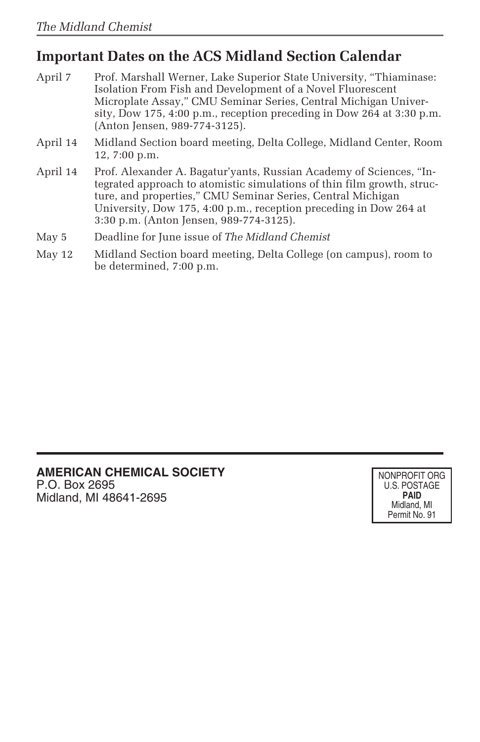## Important Dates on the ACS Midland Section Calendar

| | |
|---|---|
| April 7 | Prof. Marshall Werner, Lake Superior State University, "Thiaminase: Isolation From Fish and Development of a Novel Fluorescent Microplate Assay," CMU Seminar Series, Central Michigan University, Dow 175, 4:00 p.m., reception preceding in Dow 264 at 3:30 p.m. (Anton Jensen, 989-774-3125). |
| April 14 | Midland Section board meeting, Delta College, Midland Center, Room 12, 7:00 p.m. |
| April 14 | Prof. Alexander A. Bagatur'yants, Russian Academy of Sciences, "Integrated approach to atomistic simulations of thin film growth, structure, and properties," CMU Seminar Series, Central Michigan University, Dow 175, 4:00 p.m., reception preceding in Dow 264 at 3:30 p.m. (Anton Jensen, 989-774-3125). |
| May 5 | Deadline for June issue of *The Midland Chemist* |
| May 12 | Midland Section board meeting, Delta College (on campus), room to be determined, 7:00 p.m. |

**AMERICAN CHEMICAL SOCIETY**
P.O. Box 2695
Midland, MI 48641-2695

NONPROFIT ORG
U.S. POSTAGE
**PAID**
Midland, MI
Permit No. 91